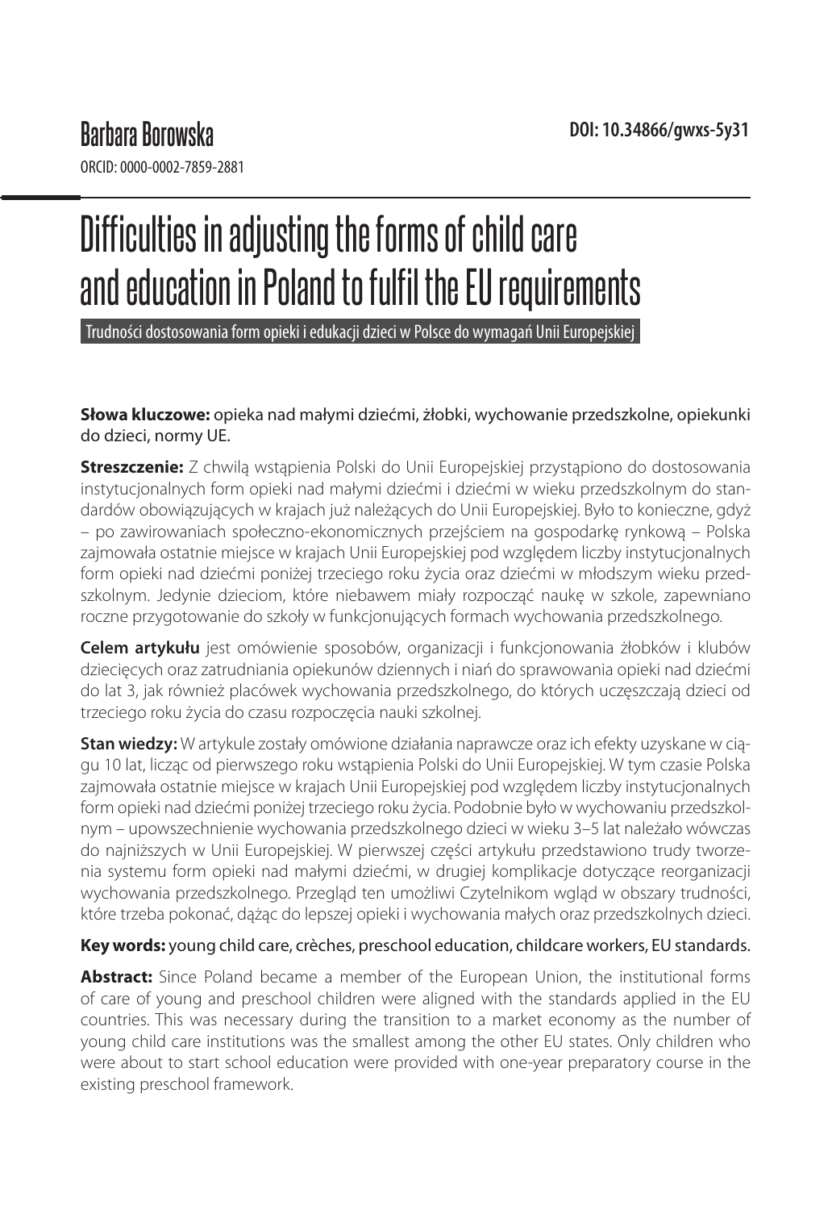Barbara Borowska

ORCID: 0000-0002-7859-2881

DOI: 10.34866/gwxs-5y31

# Difficulties in adjusting the forms of child care and education in Poland to fulfil the EU requirements

Trudności dostosowania form opieki i edukacji dzieci w Polsce do wymagań Unii Europejskiej

**Słowa kluczowe:** opieka nad małymi dziećmi, żłobki, wychowanie przedszkolne, opiekunki do dzieci, normy UE.

**Streszczenie:** Z chwilą wstąpienia Polski do Unii Europejskiej przystąpiono do dostosowania instytucjonalnych form opieki nad małymi dziećmi i dziećmi w wieku przedszkolnym do standardów obowiązujących w krajach już należących do Unii Europejskiej. Było to konieczne, gdyż – po zawirowaniach społeczno-ekonomicznych przejściem na gospodarkę rynkową – Polska zajmowała ostatnie miejsce w krajach Unii Europejskiej pod względem liczby instytucjonalnych form opieki nad dziećmi poniżej trzeciego roku życia oraz dziećmi w młodszym wieku przedszkolnym. Jedynie dzieciom, które niebawem miały rozpocząć naukę w szkole, zapewniano roczne przygotowanie do szkoły w funkcjonujących formach wychowania przedszkolnego.

**Celem artykułu** jest omówienie sposobów, organizacji i funkcjonowania żłobków i klubów dziecięcych oraz zatrudniania opiekunów dziennych i niań do sprawowania opieki nad dziećmi do lat 3, jak również placówek wychowania przedszkolnego, do których uczęszczają dzieci od trzeciego roku życia do czasu rozpoczęcia nauki szkolnej.

**Stan wiedzy:** W artykule zostały omówione działania naprawcze oraz ich efekty uzyskane w ciągu 10 lat, licząc od pierwszego roku wstąpienia Polski do Unii Europejskiej. W tym czasie Polska zajmowała ostatnie miejsce w krajach Unii Europejskiej pod względem liczby instytucjonalnych form opieki nad dziećmi poniżej trzeciego roku życia. Podobnie było w wychowaniu przedszkolnym – upowszechnienie wychowania przedszkolnego dzieci w wieku 3–5 lat należało wówczas do najniższych w Unii Europejskiej. W pierwszej części artykułu przedstawiono trudy tworzenia systemu form opieki nad małymi dziećmi, w drugiej komplikacje dotyczące reorganizacji wychowania przedszkolnego. Przegląd ten umożliwi Czytelnikom wgląd w obszary trudności, które trzeba pokonać, dążąc do lepszej opieki i wychowania małych oraz przedszkolnych dzieci.

**Key words:** young child care, crèches, preschool education, childcare workers, EU standards.

**Abstract:** Since Poland became a member of the European Union, the institutional forms of care of young and preschool children were aligned with the standards applied in the EU countries. This was necessary during the transition to a market economy as the number of young child care institutions was the smallest among the other EU states. Only children who were about to start school education were provided with one-year preparatory course in the existing preschool framework.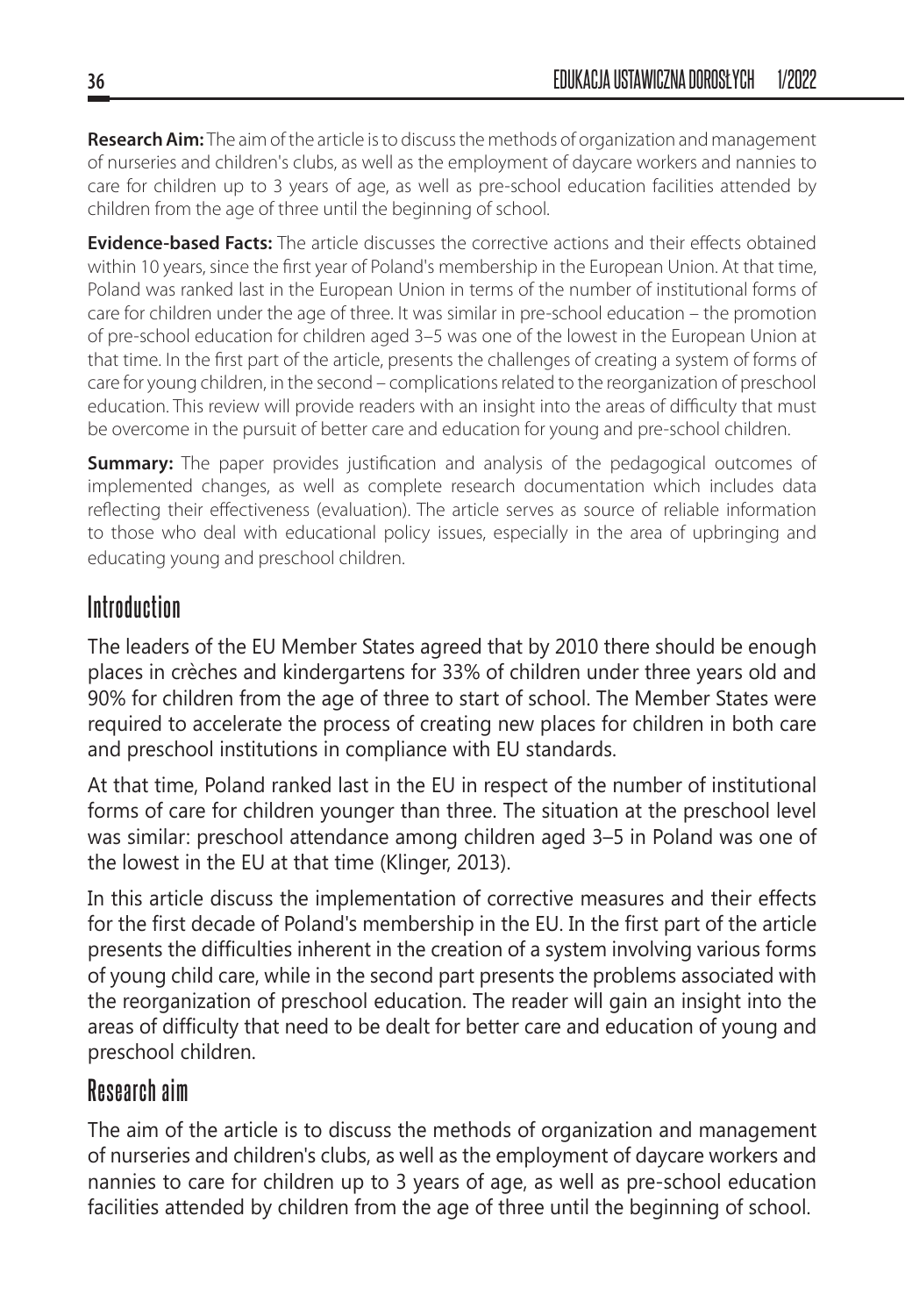**Research Aim:** The aim of the article is to discuss the methods of organization and management of nurseries and children's clubs, as well as the employment of daycare workers and nannies to care for children up to 3 years of age, as well as pre-school education facilities attended by children from the age of three until the beginning of school.

**Evidence-based Facts:** The article discusses the corrective actions and their effects obtained within 10 years, since the first year of Poland's membership in the European Union. At that time, Poland was ranked last in the European Union in terms of the number of institutional forms of care for children under the age of three. It was similar in pre-school education – the promotion of pre-school education for children aged 3–5 was one of the lowest in the European Union at that time. In the first part of the article, presents the challenges of creating a system of forms of care for young children, in the second – complications related to the reorganization of preschool education. This review will provide readers with an insight into the areas of difficulty that must be overcome in the pursuit of better care and education for young and pre-school children.

**Summary:** The paper provides justification and analysis of the pedagogical outcomes of implemented changes, as well as complete research documentation which includes data reflecting their effectiveness (evaluation). The article serves as source of reliable information to those who deal with educational policy issues, especially in the area of upbringing and educating young and preschool children.

## Introduction

The leaders of the EU Member States agreed that by 2010 there should be enough places in crèches and kindergartens for 33% of children under three years old and 90% for children from the age of three to start of school. The Member States were required to accelerate the process of creating new places for children in both care and preschool institutions in compliance with EU standards.

At that time, Poland ranked last in the EU in respect of the number of institutional forms of care for children younger than three. The situation at the preschool level was similar: preschool attendance among children aged 3–5 in Poland was one of the lowest in the EU at that time (Klinger, 2013).

In this article discuss the implementation of corrective measures and their effects for the first decade of Poland's membership in the EU. In the first part of the article presents the difficulties inherent in the creation of a system involving various forms of young child care, while in the second part presents the problems associated with the reorganization of preschool education. The reader will gain an insight into the areas of difficulty that need to be dealt for better care and education of young and preschool children.

## Research aim

The aim of the article is to discuss the methods of organization and management of nurseries and children's clubs, as well as the employment of daycare workers and nannies to care for children up to 3 years of age, as well as pre-school education facilities attended by children from the age of three until the beginning of school.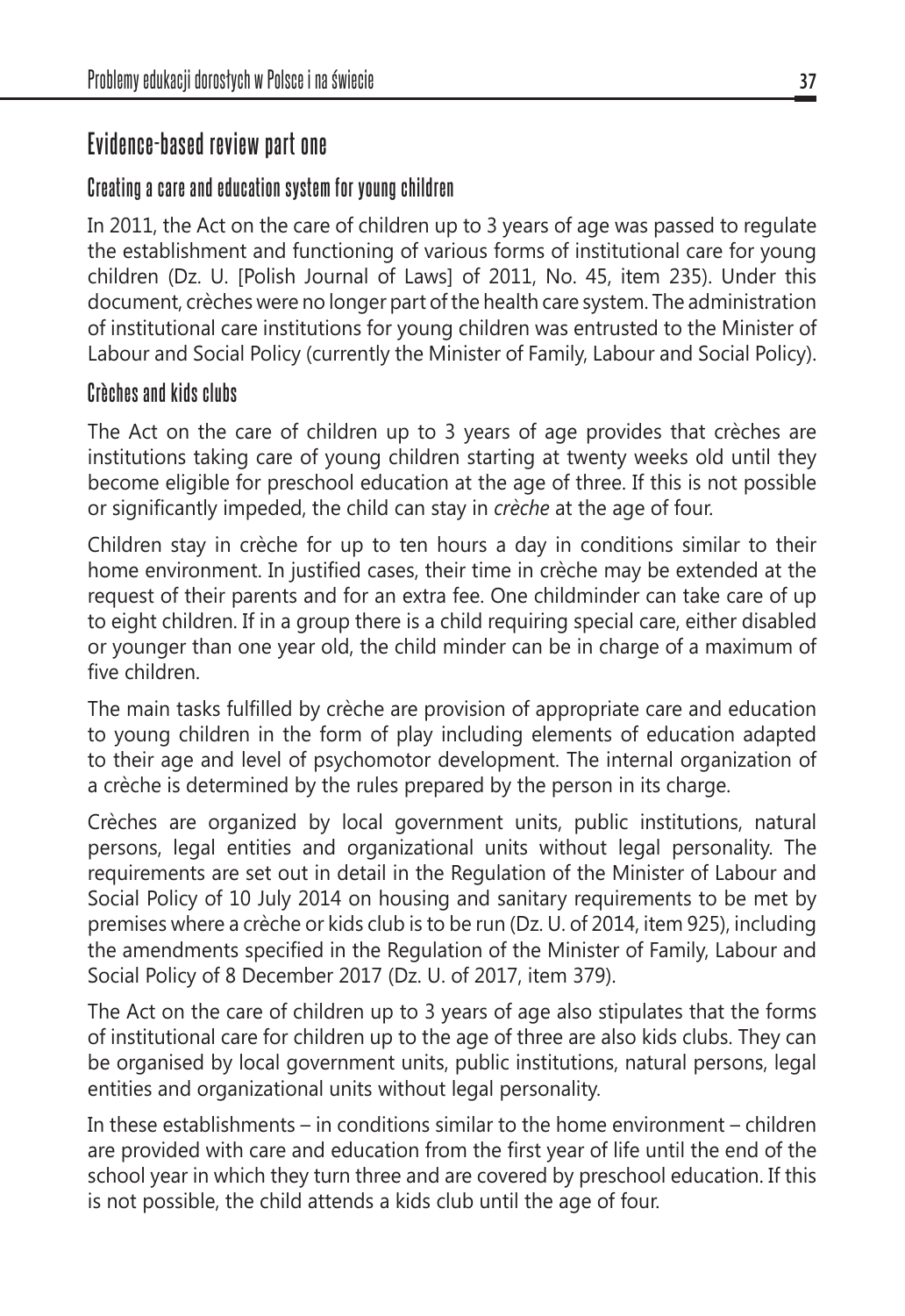## Evidence-based review part one

### Creating a care and education system for young children

In 2011, the Act on the care of children up to 3 years of age was passed to regulate the establishment and functioning of various forms of institutional care for young children (Dz. U. [Polish Journal of Laws] of 2011, No. 45, item 235). Under this document, crèches were no longer part of the health care system. The administration of institutional care institutions for young children was entrusted to the Minister of Labour and Social Policy (currently the Minister of Family, Labour and Social Policy).

### Crèches and kids clubs

The Act on the care of children up to 3 years of age provides that crèches are institutions taking care of young children starting at twenty weeks old until they become eligible for preschool education at the age of three. If this is not possible or significantly impeded, the child can stay in *crèche* at the age of four.

Children stay in crèche for up to ten hours a day in conditions similar to their home environment. In justified cases, their time in crèche may be extended at the request of their parents and for an extra fee. One childminder can take care of up to eight children. If in a group there is a child requiring special care, either disabled or younger than one year old, the child minder can be in charge of a maximum of five children.

The main tasks fulfilled by crèche are provision of appropriate care and education to young children in the form of play including elements of education adapted to their age and level of psychomotor development. The internal organization of a crèche is determined by the rules prepared by the person in its charge.

Crèches are organized by local government units, public institutions, natural persons, legal entities and organizational units without legal personality. The requirements are set out in detail in the Regulation of the Minister of Labour and Social Policy of 10 July 2014 on housing and sanitary requirements to be met by premises where a crèche or kids club is to be run (Dz. U. of 2014, item 925), including the amendments specified in the Regulation of the Minister of Family, Labour and Social Policy of 8 December 2017 (Dz. U. of 2017, item 379).

The Act on the care of children up to 3 years of age also stipulates that the forms of institutional care for children up to the age of three are also kids clubs. They can be organised by local government units, public institutions, natural persons, legal entities and organizational units without legal personality.

In these establishments – in conditions similar to the home environment – children are provided with care and education from the first year of life until the end of the school year in which they turn three and are covered by preschool education. If this is not possible, the child attends a kids club until the age of four.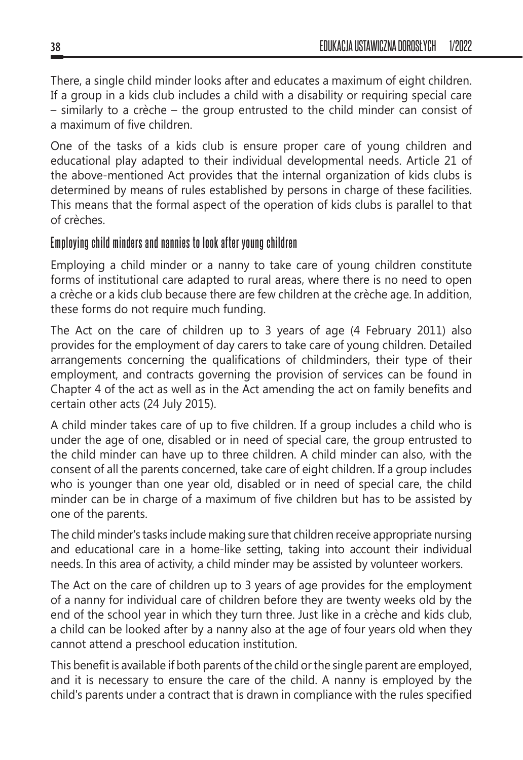There, a single child minder looks after and educates a maximum of eight children. If a group in a kids club includes a child with a disability or requiring special care – similarly to a crèche – the group entrusted to the child minder can consist of a maximum of five children.

One of the tasks of a kids club is ensure proper care of young children and educational play adapted to their individual developmental needs. Article 21 of the above-mentioned Act provides that the internal organization of kids clubs is determined by means of rules established by persons in charge of these facilities. This means that the formal aspect of the operation of kids clubs is parallel to that of crèches.

### Employing child minders and nannies to look after young children

Employing a child minder or a nanny to take care of young children constitute forms of institutional care adapted to rural areas, where there is no need to open a crèche or a kids club because there are few children at the crèche age. In addition, these forms do not require much funding.

The Act on the care of children up to 3 years of age (4 February 2011) also provides for the employment of day carers to take care of young children. Detailed arrangements concerning the qualifications of childminders, their type of their employment, and contracts governing the provision of services can be found in Chapter 4 of the act as well as in the Act amending the act on family benefits and certain other acts (24 July 2015).

A child minder takes care of up to five children. If a group includes a child who is under the age of one, disabled or in need of special care, the group entrusted to the child minder can have up to three children. A child minder can also, with the consent of all the parents concerned, take care of eight children. If a group includes who is younger than one year old, disabled or in need of special care, the child minder can be in charge of a maximum of five children but has to be assisted by one of the parents.

The child minder's tasks include making sure that children receive appropriate nursing and educational care in a home-like setting, taking into account their individual needs. In this area of activity, a child minder may be assisted by volunteer workers.

The Act on the care of children up to 3 years of age provides for the employment of a nanny for individual care of children before they are twenty weeks old by the end of the school year in which they turn three. Just like in a crèche and kids club, a child can be looked after by a nanny also at the age of four years old when they cannot attend a preschool education institution.

This benefit is available if both parents of the child or the single parent are employed, and it is necessary to ensure the care of the child. A nanny is employed by the child's parents under a contract that is drawn in compliance with the rules specified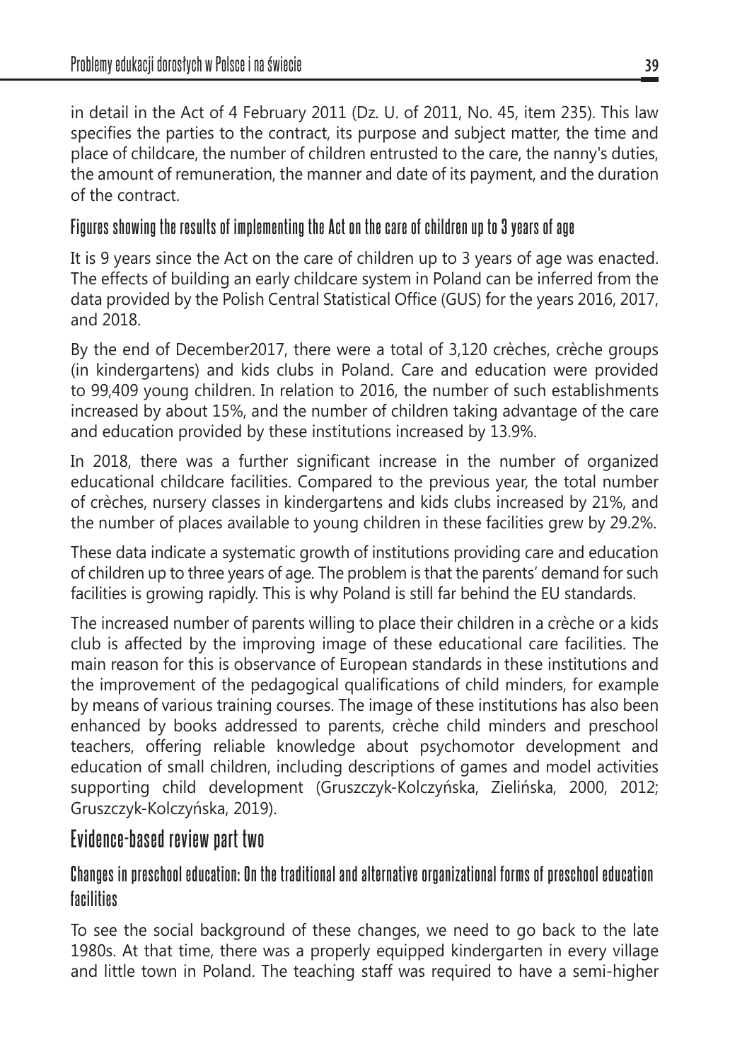in detail in the Act of 4 February 2011 (Dz. U. of 2011, No. 45, item 235). This law specifies the parties to the contract, its purpose and subject matter, the time and place of childcare, the number of children entrusted to the care, the nanny's duties, the amount of remuneration, the manner and date of its payment, and the duration of the contract.

### Figures showing the results of implementing the Act on the care of children up to 3 years of age

It is 9 years since the Act on the care of children up to 3 years of age was enacted. The effects of building an early childcare system in Poland can be inferred from the data provided by the Polish Central Statistical Office (GUS) for the years 2016, 2017, and 2018.

By the end of December2017, there were a total of 3,120 crèches, crèche groups (in kindergartens) and kids clubs in Poland. Care and education were provided to 99,409 young children. In relation to 2016, the number of such establishments increased by about 15%, and the number of children taking advantage of the care and education provided by these institutions increased by 13.9%.

In 2018, there was a further significant increase in the number of organized educational childcare facilities. Compared to the previous year, the total number of crèches, nursery classes in kindergartens and kids clubs increased by 21%, and the number of places available to young children in these facilities grew by 29.2%.

These data indicate a systematic growth of institutions providing care and education of children up to three years of age. The problem is that the parents' demand for such facilities is growing rapidly. This is why Poland is still far behind the EU standards.

The increased number of parents willing to place their children in a crèche or a kids club is affected by the improving image of these educational care facilities. The main reason for this is observance of European standards in these institutions and the improvement of the pedagogical qualifications of child minders, for example by means of various training courses. The image of these institutions has also been enhanced by books addressed to parents, crèche child minders and preschool teachers, offering reliable knowledge about psychomotor development and education of small children, including descriptions of games and model activities supporting child development (Gruszczyk-Kolczyńska, Zielińska, 2000, 2012; Gruszczyk-Kolczyńska, 2019).

## Evidence-based review part two

### Changes in preschool education: On the traditional and alternative organizational forms of preschool education facilities

To see the social background of these changes, we need to go back to the late 1980s. At that time, there was a properly equipped kindergarten in every village and little town in Poland. The teaching staff was required to have a semi-higher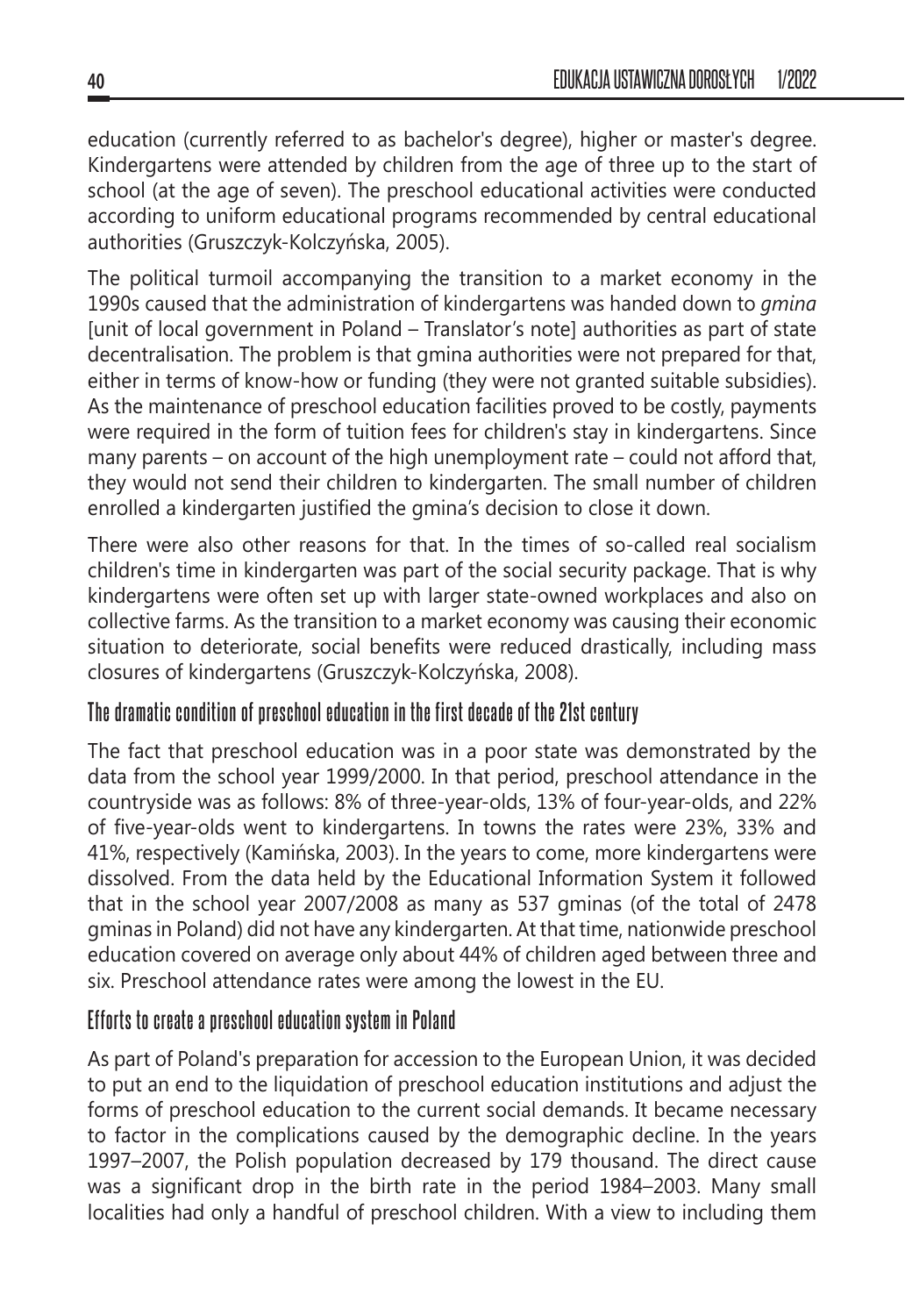education (currently referred to as bachelor's degree), higher or master's degree. Kindergartens were attended by children from the age of three up to the start of school (at the age of seven). The preschool educational activities were conducted according to uniform educational programs recommended by central educational authorities (Gruszczyk-Kolczyńska, 2005).

The political turmoil accompanying the transition to a market economy in the 1990s caused that the administration of kindergartens was handed down to *gmina* [unit of local government in Poland – Translator's note] authorities as part of state decentralisation. The problem is that gmina authorities were not prepared for that, either in terms of know-how or funding (they were not granted suitable subsidies). As the maintenance of preschool education facilities proved to be costly, payments were required in the form of tuition fees for children's stay in kindergartens. Since many parents – on account of the high unemployment rate – could not afford that, they would not send their children to kindergarten. The small number of children enrolled a kindergarten justified the gmina's decision to close it down.

There were also other reasons for that. In the times of so-called real socialism children's time in kindergarten was part of the social security package. That is why kindergartens were often set up with larger state-owned workplaces and also on collective farms. As the transition to a market economy was causing their economic situation to deteriorate, social benefits were reduced drastically, including mass closures of kindergartens (Gruszczyk-Kolczyńska, 2008).

## The dramatic condition of preschool education in the first decade of the 21st century

The fact that preschool education was in a poor state was demonstrated by the data from the school year 1999/2000. In that period, preschool attendance in the countryside was as follows: 8% of three-year-olds, 13% of four-year-olds, and 22% of five-year-olds went to kindergartens. In towns the rates were 23%, 33% and 41%, respectively (Kamińska, 2003). In the years to come, more kindergartens were dissolved. From the data held by the Educational Information System it followed that in the school year 2007/2008 as many as 537 gminas (of the total of 2478 gminas in Poland) did not have any kindergarten. At that time, nationwide preschool education covered on average only about 44% of children aged between three and six. Preschool attendance rates were among the lowest in the EU.

## Efforts to create a preschool education system in Poland

As part of Poland's preparation for accession to the European Union, it was decided to put an end to the liquidation of preschool education institutions and adjust the forms of preschool education to the current social demands. It became necessary to factor in the complications caused by the demographic decline. In the years 1997–2007, the Polish population decreased by 179 thousand. The direct cause was a significant drop in the birth rate in the period 1984–2003. Many small localities had only a handful of preschool children. With a view to including them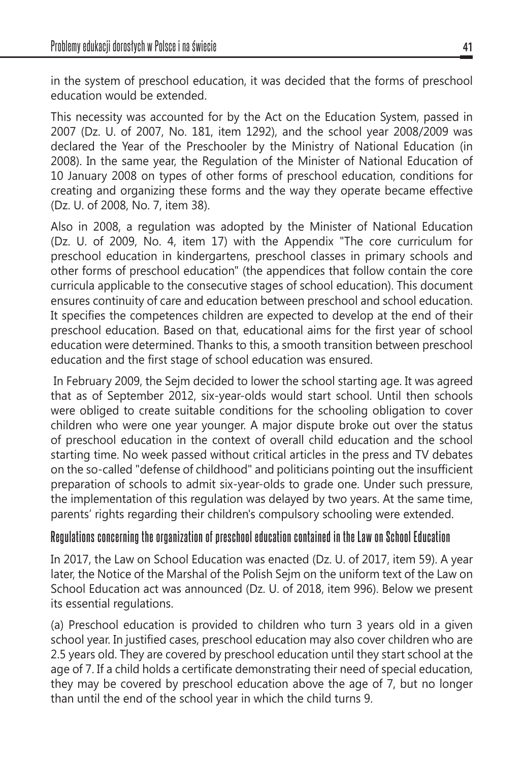in the system of preschool education, it was decided that the forms of preschool education would be extended.

This necessity was accounted for by the Act on the Education System, passed in 2007 (Dz. U. of 2007, No. 181, item 1292), and the school year 2008/2009 was declared the Year of the Preschooler by the Ministry of National Education (in 2008). In the same year, the Regulation of the Minister of National Education of 10 January 2008 on types of other forms of preschool education, conditions for creating and organizing these forms and the way they operate became effective (Dz. U. of 2008, No. 7, item 38).

Also in 2008, a regulation was adopted by the Minister of National Education (Dz. U. of 2009, No. 4, item 17) with the Appendix "The core curriculum for preschool education in kindergartens, preschool classes in primary schools and other forms of preschool education" (the appendices that follow contain the core curricula applicable to the consecutive stages of school education). This document ensures continuity of care and education between preschool and school education. It specifies the competences children are expected to develop at the end of their preschool education. Based on that, educational aims for the first year of school education were determined. Thanks to this, a smooth transition between preschool education and the first stage of school education was ensured.

In February 2009, the Sejm decided to lower the school starting age. It was agreed that as of September 2012, six-year-olds would start school. Until then schools were obliged to create suitable conditions for the schooling obligation to cover children who were one year younger. A major dispute broke out over the status of preschool education in the context of overall child education and the school starting time. No week passed without critical articles in the press and TV debates on the so-called "defense of childhood" and politicians pointing out the insufficient preparation of schools to admit six-year-olds to grade one. Under such pressure, the implementation of this regulation was delayed by two years. At the same time, parents' rights regarding their children's compulsory schooling were extended.

### Regulations concerning the organization of preschool education contained in the Law on School Education

In 2017, the Law on School Education was enacted (Dz. U. of 2017, item 59). A year later, the Notice of the Marshal of the Polish Sejm on the uniform text of the Law on School Education act was announced (Dz. U. of 2018, item 996). Below we present its essential regulations.

(a) Preschool education is provided to children who turn 3 years old in a given school year. In justified cases, preschool education may also cover children who are 2.5 years old. They are covered by preschool education until they start school at the age of 7. If a child holds a certificate demonstrating their need of special education, they may be covered by preschool education above the age of 7, but no longer than until the end of the school year in which the child turns 9.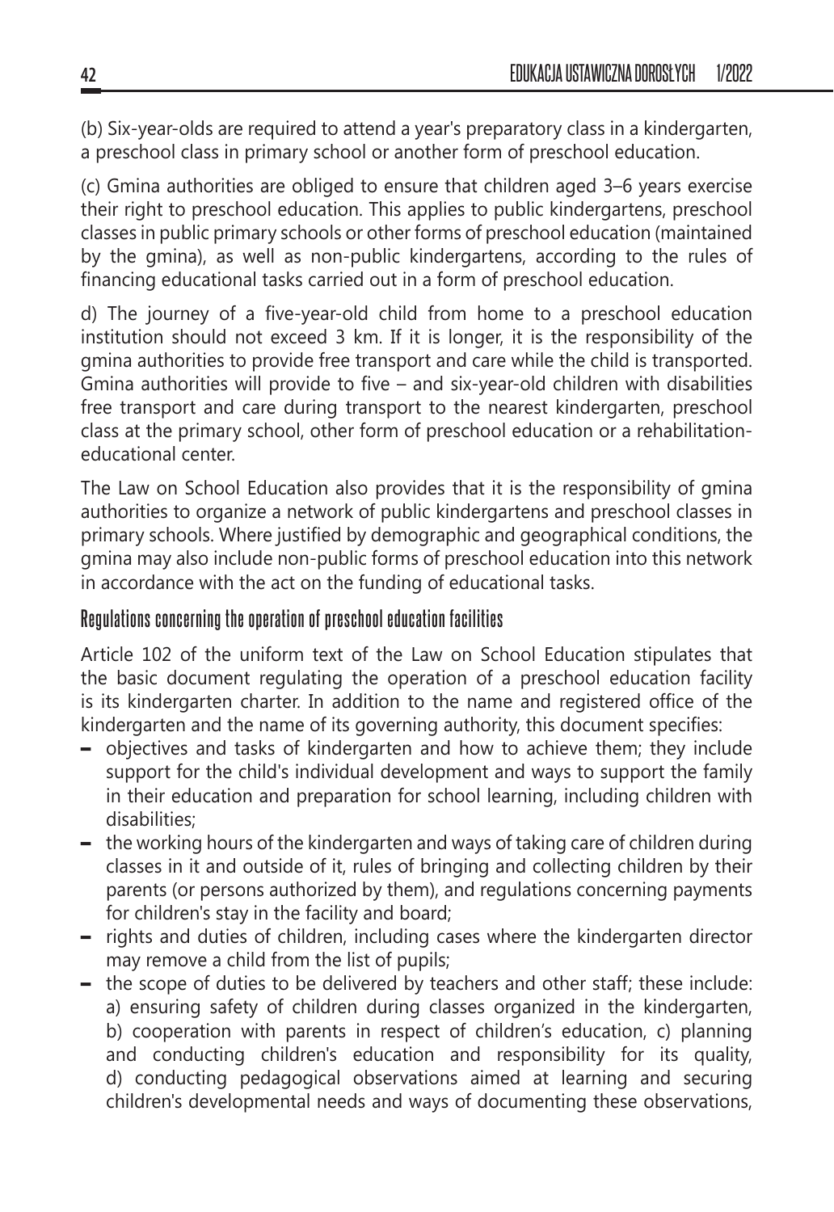(b) Six-year-olds are required to attend a year's preparatory class in a kindergarten, a preschool class in primary school or another form of preschool education.

(c) Gmina authorities are obliged to ensure that children aged 3–6 years exercise their right to preschool education. This applies to public kindergartens, preschool classes in public primary schools or other forms of preschool education (maintained by the gmina), as well as non-public kindergartens, according to the rules of financing educational tasks carried out in a form of preschool education.

d) The journey of a five-year-old child from home to a preschool education institution should not exceed 3 km. If it is longer, it is the responsibility of the gmina authorities to provide free transport and care while the child is transported. Gmina authorities will provide to five – and six-year-old children with disabilities free transport and care during transport to the nearest kindergarten, preschool class at the primary school, other form of preschool education or a rehabilitation-educational center.

The Law on School Education also provides that it is the responsibility of gmina authorities to organize a network of public kindergartens and preschool classes in primary schools. Where justified by demographic and geographical conditions, the gmina may also include non-public forms of preschool education into this network in accordance with the act on the funding of educational tasks.

### Regulations concerning the operation of preschool education facilities

Article 102 of the uniform text of the Law on School Education stipulates that the basic document regulating the operation of a preschool education facility is its kindergarten charter. In addition to the name and registered office of the kindergarten and the name of its governing authority, this document specifies:

- objectives and tasks of kindergarten and how to achieve them; they include support for the child's individual development and ways to support the family in their education and preparation for school learning, including children with disabilities;
- the working hours of the kindergarten and ways of taking care of children during classes in it and outside of it, rules of bringing and collecting children by their parents (or persons authorized by them), and regulations concerning payments for children's stay in the facility and board;
- rights and duties of children, including cases where the kindergarten director may remove a child from the list of pupils;
- the scope of duties to be delivered by teachers and other staff; these include: a) ensuring safety of children during classes organized in the kindergarten, b) cooperation with parents in respect of children's education, c) planning and conducting children's education and responsibility for its quality, d) conducting pedagogical observations aimed at learning and securing children's developmental needs and ways of documenting these observations,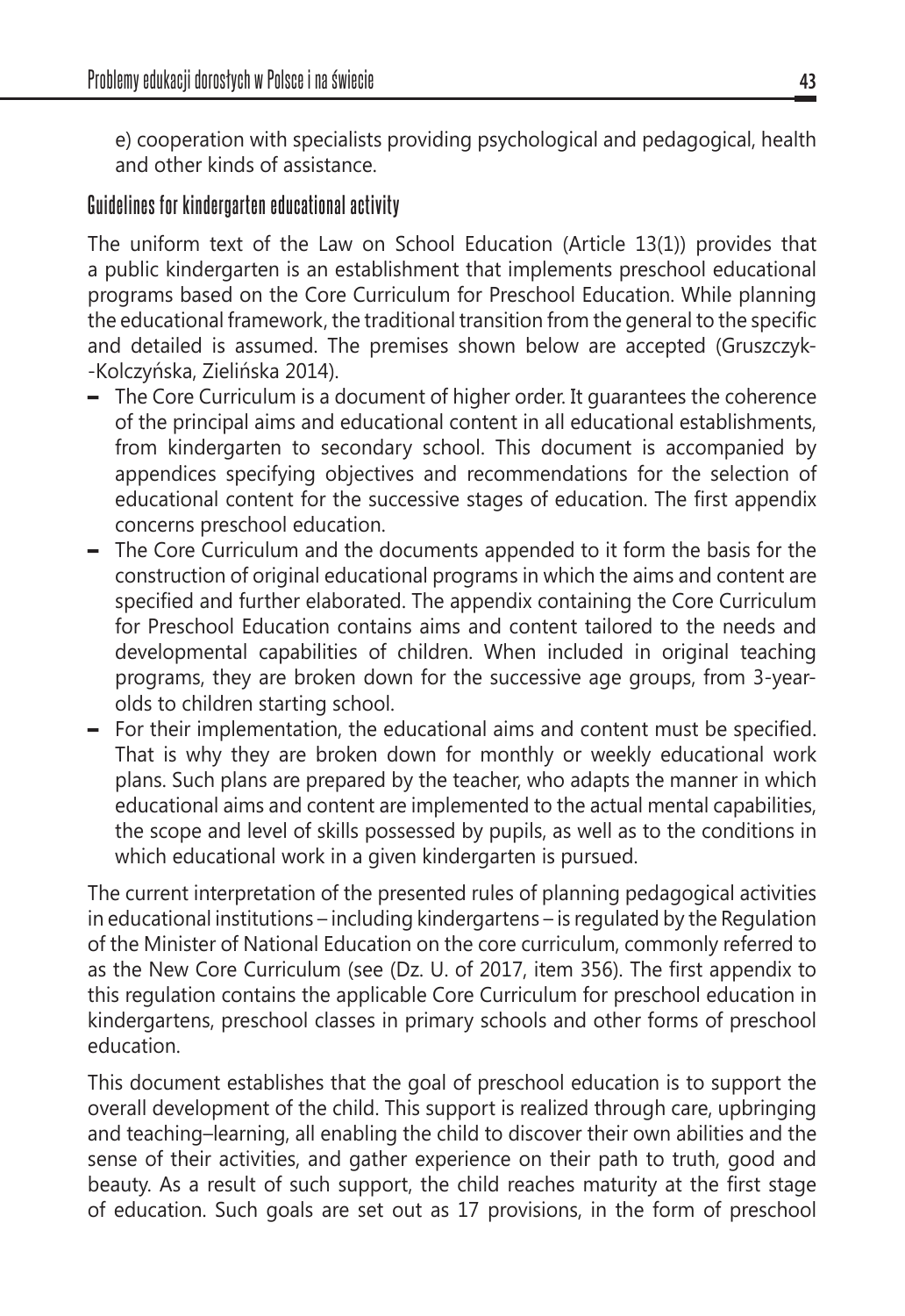e) cooperation with specialists providing psychological and pedagogical, health and other kinds of assistance.

### Guidelines for kindergarten educational activity

The uniform text of the Law on School Education (Article 13(1)) provides that a public kindergarten is an establishment that implements preschool educational programs based on the Core Curriculum for Preschool Education. While planning the educational framework, the traditional transition from the general to the specific and detailed is assumed. The premises shown below are accepted (Gruszczyk--Kolczyńska, Zielińska 2014).

- The Core Curriculum is a document of higher order. It guarantees the coherence of the principal aims and educational content in all educational establishments, from kindergarten to secondary school. This document is accompanied by appendices specifying objectives and recommendations for the selection of educational content for the successive stages of education. The first appendix concerns preschool education.
- The Core Curriculum and the documents appended to it form the basis for the construction of original educational programs in which the aims and content are specified and further elaborated. The appendix containing the Core Curriculum for Preschool Education contains aims and content tailored to the needs and developmental capabilities of children. When included in original teaching programs, they are broken down for the successive age groups, from 3-year-olds to children starting school.
- For their implementation, the educational aims and content must be specified. That is why they are broken down for monthly or weekly educational work plans. Such plans are prepared by the teacher, who adapts the manner in which educational aims and content are implemented to the actual mental capabilities, the scope and level of skills possessed by pupils, as well as to the conditions in which educational work in a given kindergarten is pursued.

The current interpretation of the presented rules of planning pedagogical activities in educational institutions – including kindergartens – is regulated by the Regulation of the Minister of National Education on the core curriculum, commonly referred to as the New Core Curriculum (see (Dz. U. of 2017, item 356). The first appendix to this regulation contains the applicable Core Curriculum for preschool education in kindergartens, preschool classes in primary schools and other forms of preschool education.

This document establishes that the goal of preschool education is to support the overall development of the child. This support is realized through care, upbringing and teaching–learning, all enabling the child to discover their own abilities and the sense of their activities, and gather experience on their path to truth, good and beauty. As a result of such support, the child reaches maturity at the first stage of education. Such goals are set out as 17 provisions, in the form of preschool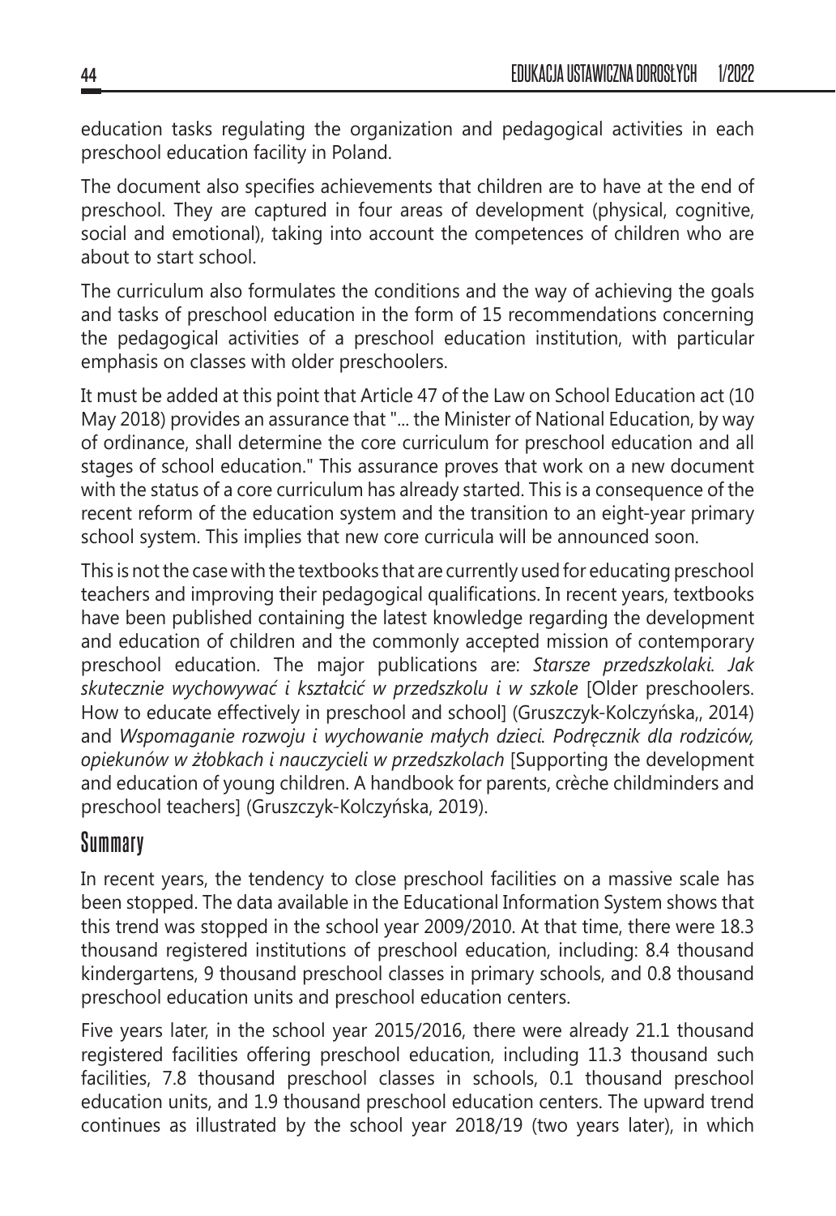education tasks regulating the organization and pedagogical activities in each preschool education facility in Poland.

The document also specifies achievements that children are to have at the end of preschool. They are captured in four areas of development (physical, cognitive, social and emotional), taking into account the competences of children who are about to start school.

The curriculum also formulates the conditions and the way of achieving the goals and tasks of preschool education in the form of 15 recommendations concerning the pedagogical activities of a preschool education institution, with particular emphasis on classes with older preschoolers.

It must be added at this point that Article 47 of the Law on School Education act (10 May 2018) provides an assurance that "... the Minister of National Education, by way of ordinance, shall determine the core curriculum for preschool education and all stages of school education." This assurance proves that work on a new document with the status of a core curriculum has already started. This is a consequence of the recent reform of the education system and the transition to an eight-year primary school system. This implies that new core curricula will be announced soon.

This is not the case with the textbooks that are currently used for educating preschool teachers and improving their pedagogical qualifications. In recent years, textbooks have been published containing the latest knowledge regarding the development and education of children and the commonly accepted mission of contemporary preschool education. The major publications are: *Starsze przedszkolaki. Jak skutecznie wychowywać i kształcić w przedszkolu i w szkole* [Older preschoolers. How to educate effectively in preschool and school] (Gruszczyk-Kolczyńska,, 2014) and *Wspomaganie rozwoju i wychowanie małych dzieci. Podręcznik dla rodziców, opiekunów w żłobkach i nauczycieli w przedszkolach* [Supporting the development and education of young children. A handbook for parents, crèche childminders and preschool teachers] (Gruszczyk-Kolczyńska, 2019).

## Summary

In recent years, the tendency to close preschool facilities on a massive scale has been stopped. The data available in the Educational Information System shows that this trend was stopped in the school year 2009/2010. At that time, there were 18.3 thousand registered institutions of preschool education, including: 8.4 thousand kindergartens, 9 thousand preschool classes in primary schools, and 0.8 thousand preschool education units and preschool education centers.

Five years later, in the school year 2015/2016, there were already 21.1 thousand registered facilities offering preschool education, including 11.3 thousand such facilities, 7.8 thousand preschool classes in schools, 0.1 thousand preschool education units, and 1.9 thousand preschool education centers. The upward trend continues as illustrated by the school year 2018/19 (two years later), in which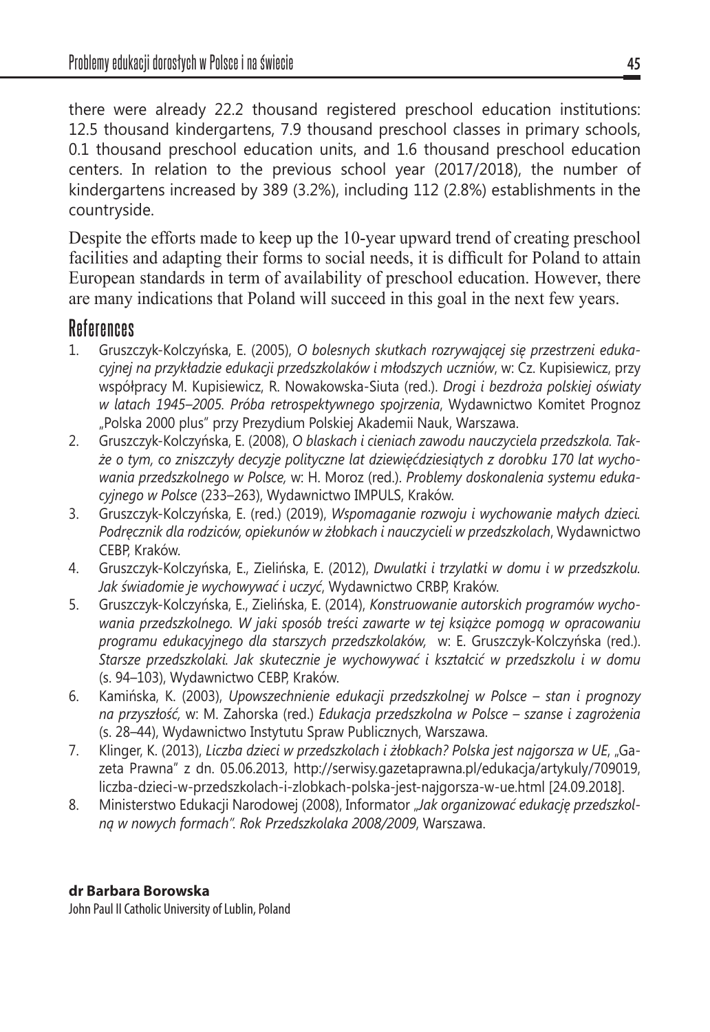there were already 22.2 thousand registered preschool education institutions: 12.5 thousand kindergartens, 7.9 thousand preschool classes in primary schools, 0.1 thousand preschool education units, and 1.6 thousand preschool education centers. In relation to the previous school year (2017/2018), the number of kindergartens increased by 389 (3.2%), including 112 (2.8%) establishments in the countryside.

Despite the efforts made to keep up the 10-year upward trend of creating preschool facilities and adapting their forms to social needs, it is difficult for Poland to attain European standards in term of availability of preschool education. However, there are many indications that Poland will succeed in this goal in the next few years.

## References

1. Gruszczyk-Kolczyńska, E. (2005), *O bolesnych skutkach rozrywającej się przestrzeni edukacyjnej na przykładzie edukacji przedszkolaków i młodszych uczniów*, w: Cz. Kupisiewicz, przy współpracy M. Kupisiewicz, R. Nowakowska-Siuta (red.). *Drogi i bezdroża polskiej oświaty w latach 1945–2005. Próba retrospektywnego spojrzenia*, Wydawnictwo Komitet Prognoz „Polska 2000 plus" przy Prezydium Polskiej Akademii Nauk, Warszawa.
2. Gruszczyk-Kolczyńska, E. (2008), *O blaskach i cieniach zawodu nauczyciela przedszkola. Także o tym, co zniszczyły decyzje polityczne lat dziewięćdziesiątych z dorobku 170 lat wychowania przedszkolnego w Polsce,* w: H. Moroz (red.). *Problemy doskonalenia systemu edukacyjnego w Polsce* (233–263), Wydawnictwo IMPULS, Kraków.
3. Gruszczyk-Kolczyńska, E. (red.) (2019), *Wspomaganie rozwoju i wychowanie małych dzieci. Podręcznik dla rodziców, opiekunów w żłobkach i nauczycieli w przedszkolach*, Wydawnictwo CEBP, Kraków.
4. Gruszczyk-Kolczyńska, E., Zielińska, E. (2012), *Dwulatki i trzylatki w domu i w przedszkolu. Jak świadomie je wychowywać i uczyć*, Wydawnictwo CRBP, Kraków.
5. Gruszczyk-Kolczyńska, E., Zielińska, E. (2014), *Konstruowanie autorskich programów wychowania przedszkolnego. W jaki sposób treści zawarte w tej książce pomogą w opracowaniu programu edukacyjnego dla starszych przedszkolaków,* w: E. Gruszczyk-Kolczyńska (red.). *Starsze przedszkolaki. Jak skutecznie je wychowywać i kształcić w przedszkolu i w domu* (s. 94–103), Wydawnictwo CEBP, Kraków.
6. Kamińska, K. (2003), *Upowszechnienie edukacji przedszkolnej w Polsce – stan i prognozy na przyszłość,* w: M. Zahorska (red.) *Edukacja przedszkolna w Polsce – szanse i zagrożenia* (s. 28–44), Wydawnictwo Instytutu Spraw Publicznych, Warszawa.
7. Klinger, K. (2013), *Liczba dzieci w przedszkolach i żłobkach? Polska jest najgorsza w UE*, „Gazeta Prawna" z dn. 05.06.2013, http://serwisy.gazetaprawna.pl/edukacja/artykuly/709019, liczba-dzieci-w-przedszkolach-i-zlobkach-polska-jest-najgorsza-w-ue.html [24.09.2018].
8. Ministerstwo Edukacji Narodowej (2008), Informator *„Jak organizować edukację przedszkolną w nowych formach". Rok Przedszkolaka 2008/2009*, Warszawa.

**dr Barbara Borowska**
John Paul II Catholic University of Lublin, Poland